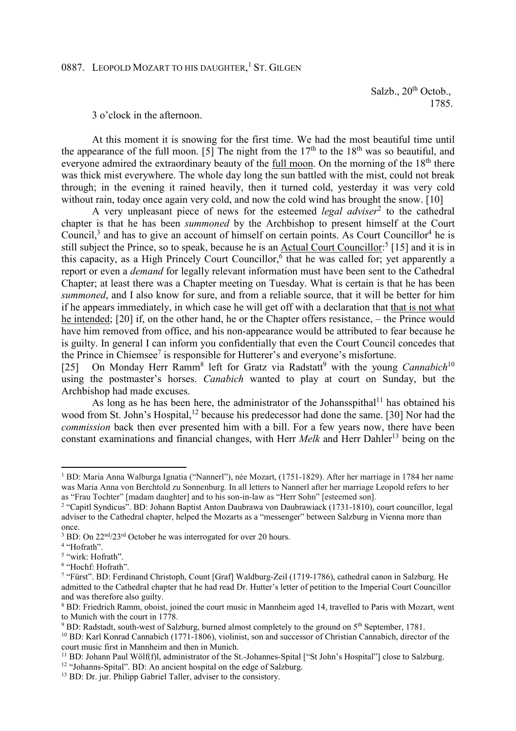# 0887. Leopold Mozart to his daughter,[1] St. Gilgen

Salzb., 20th Octob.,
1785.

3 o'clock in the afternoon.

At this moment it is snowing for the first time. We had the most beautiful time until the appearance of the full moon. [5] The night from the 17th to the 18th was so beautiful, and everyone admired the extraordinary beauty of the full moon. On the morning of the 18th there was thick mist everywhere. The whole day long the sun battled with the mist, could not break through; in the evening it rained heavily, then it turned cold, yesterday it was very cold without rain, today once again very cold, and now the cold wind has brought the snow. [10]

A very unpleasant piece of news for the esteemed *legal adviser*[2] to the cathedral chapter is that he has been *summoned* by the Archbishop to present himself at the Court Council,[3] and has to give an account of himself on certain points. As Court Councillor[4] he is still subject the Prince, so to speak, because he is an Actual Court Councillor:[5] [15] and it is in this capacity, as a High Princely Court Councillor,[6] that he was called for; yet apparently a report or even a *demand* for legally relevant information must have been sent to the Cathedral Chapter; at least there was a Chapter meeting on Tuesday. What is certain is that he has been *summoned*, and I also know for sure, and from a reliable source, that it will be better for him if he appears immediately, in which case he will get off with a declaration that that is not what he intended; [20] if, on the other hand, he or the Chapter offers resistance, – the Prince would have him removed from office, and his non-appearance would be attributed to fear because he is guilty. In general I can inform you confidentially that even the Court Council concedes that the Prince in Chiemsee[7] is responsible for Hutterer's and everyone's misfortune.

[25] On Monday Herr Ramm[8] left for Gratz via Radstatt[9] with the young *Cannabich*[10] using the postmaster's horses. *Canabich* wanted to play at court on Sunday, but the Archbishop had made excuses.

As long as he has been here, the administrator of the Johansspithal[11] has obtained his wood from St. John's Hospital,[12] because his predecessor had done the same. [30] Nor had the *commission* back then ever presented him with a bill. For a few years now, there have been constant examinations and financial changes, with Herr *Melk* and Herr Dahler[13] being on the

---

[1] BD: Maria Anna Walburga Ignatia ("Nannerl"), née Mozart, (1751-1829). After her marriage in 1784 her name was Maria Anna von Berchtold zu Sonnenburg. In all letters to Nannerl after her marriage Leopold refers to her as "Frau Tochter" [madam daughter] and to his son-in-law as "Herr Sohn" [esteemed son].

[2] "Capitl Syndicus". BD: Johann Baptist Anton Daubrawa von Daubrawiack (1731-1810), court councillor, legal adviser to the Cathedral chapter, helped the Mozarts as a "messenger" between Salzburg in Vienna more than once.

[3] BD: On 22nd/23rd October he was interrogated for over 20 hours.

[4] "Hofrath".

[5] "wirk: Hofrath".

[6] "Hochf: Hofrath".

[7] "Fürst". BD: Ferdinand Christoph, Count [Graf] Waldburg-Zeil (1719-1786), cathedral canon in Salzburg. He admitted to the Cathedral chapter that he had read Dr. Hutter's letter of petition to the Imperial Court Councillor and was therefore also guilty.

[8] BD: Friedrich Ramm, oboist, joined the court music in Mannheim aged 14, travelled to Paris with Mozart, went to Munich with the court in 1778.

[9] BD: Radstadt, south-west of Salzburg, burned almost completely to the ground on 5th September, 1781.

[10] BD: Karl Konrad Cannabich (1771-1806), violinist, son and successor of Christian Cannabich, director of the court music first in Mannheim and then in Munich.

[11] BD: Johann Paul Wölf(f)l, administrator of the St.-Johannes-Spital ["St John's Hospital"] close to Salzburg.

[12] "Johanns-Spital". BD: An ancient hospital on the edge of Salzburg.

[13] BD: Dr. jur. Philipp Gabriel Taller, adviser to the consistory.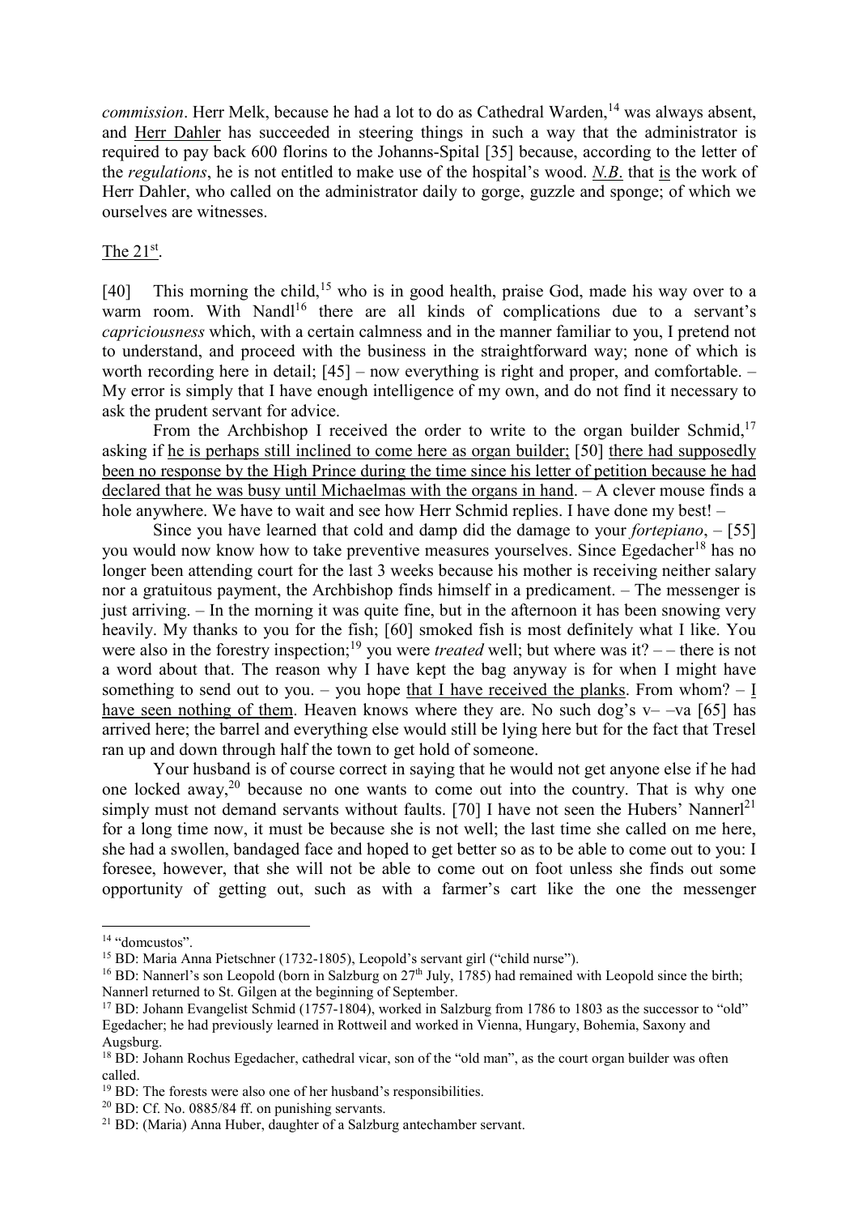*commission*. Herr Melk, because he had a lot to do as Cathedral Warden,[14] was always absent, and Herr Dahler has succeeded in steering things in such a way that the administrator is required to pay back 600 florins to the Johanns-Spital [35] because, according to the letter of the *regulations*, he is not entitled to make use of the hospital's wood. *N.B*. that is the work of Herr Dahler, who called on the administrator daily to gorge, guzzle and sponge; of which we ourselves are witnesses.

The 21st.

[40] This morning the child,[15] who is in good health, praise God, made his way over to a warm room. With Nandl[16] there are all kinds of complications due to a servant's *capriciousness* which, with a certain calmness and in the manner familiar to you, I pretend not to understand, and proceed with the business in the straightforward way; none of which is worth recording here in detail; [45] – now everything is right and proper, and comfortable. – My error is simply that I have enough intelligence of my own, and do not find it necessary to ask the prudent servant for advice.

From the Archbishop I received the order to write to the organ builder Schmid,[17] asking if he is perhaps still inclined to come here as organ builder; [50] there had supposedly been no response by the High Prince during the time since his letter of petition because he had declared that he was busy until Michaelmas with the organs in hand. – A clever mouse finds a hole anywhere. We have to wait and see how Herr Schmid replies. I have done my best! –

Since you have learned that cold and damp did the damage to your *fortepiano*, – [55] you would now know how to take preventive measures yourselves. Since Egedacher[18] has no longer been attending court for the last 3 weeks because his mother is receiving neither salary nor a gratuitous payment, the Archbishop finds himself in a predicament. – The messenger is just arriving. – In the morning it was quite fine, but in the afternoon it has been snowing very heavily. My thanks to you for the fish; [60] smoked fish is most definitely what I like. You were also in the forestry inspection;[19] you were *treated* well; but where was it? – – there is not a word about that. The reason why I have kept the bag anyway is for when I might have something to send out to you. – you hope that I have received the planks. From whom? – I have seen nothing of them. Heaven knows where they are. No such dog's v– –va [65] has arrived here; the barrel and everything else would still be lying here but for the fact that Tresel ran up and down through half the town to get hold of someone.

Your husband is of course correct in saying that he would not get anyone else if he had one locked away,[20] because no one wants to come out into the country. That is why one simply must not demand servants without faults. [70] I have not seen the Hubers' Nannerl[21] for a long time now, it must be because she is not well; the last time she called on me here, she had a swollen, bandaged face and hoped to get better so as to be able to come out to you: I foresee, however, that she will not be able to come out on foot unless she finds out some opportunity of getting out, such as with a farmer's cart like the one the messenger

---

[14] "domcustos".

[15] BD: Maria Anna Pietschner (1732-1805), Leopold's servant girl ("child nurse").

[16] BD: Nannerl's son Leopold (born in Salzburg on 27th July, 1785) had remained with Leopold since the birth; Nannerl returned to St. Gilgen at the beginning of September.

[17] BD: Johann Evangelist Schmid (1757-1804), worked in Salzburg from 1786 to 1803 as the successor to "old" Egedacher; he had previously learned in Rottweil and worked in Vienna, Hungary, Bohemia, Saxony and Augsburg.

[18] BD: Johann Rochus Egedacher, cathedral vicar, son of the "old man", as the court organ builder was often called.

[19] BD: The forests were also one of her husband's responsibilities.

[20] BD: Cf. No. 0885/84 ff. on punishing servants.

[21] BD: (Maria) Anna Huber, daughter of a Salzburg antechamber servant.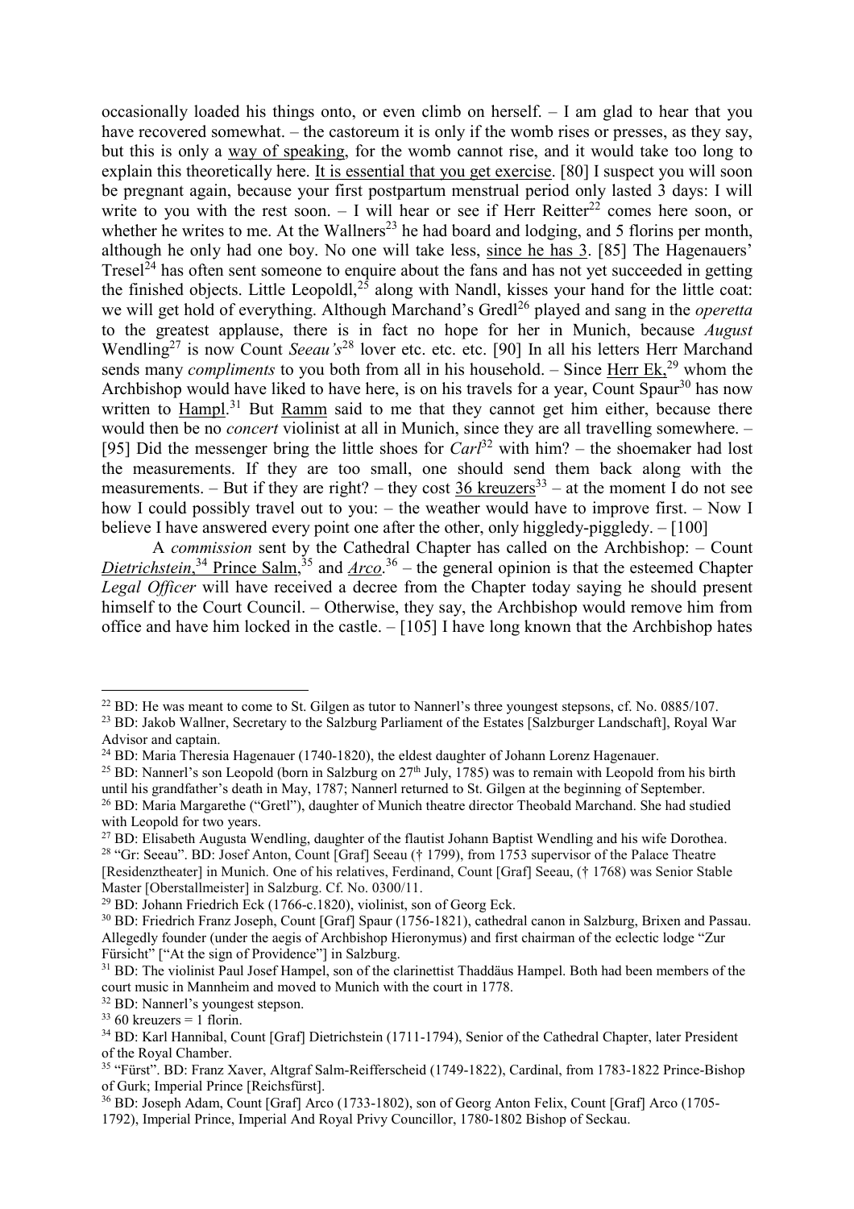occasionally loaded his things onto, or even climb on herself. – I am glad to hear that you have recovered somewhat. – the castoreum it is only if the womb rises or presses, as they say, but this is only a way of speaking, for the womb cannot rise, and it would take too long to explain this theoretically here. It is essential that you get exercise. [80] I suspect you will soon be pregnant again, because your first postpartum menstrual period only lasted 3 days: I will write to you with the rest soon. – I will hear or see if Herr Reitter[22] comes here soon, or whether he writes to me. At the Wallners[23] he had board and lodging, and 5 florins per month, although he only had one boy. No one will take less, since he has 3. [85] The Hagenauers' Tresel[24] has often sent someone to enquire about the fans and has not yet succeeded in getting the finished objects. Little Leopoldl,[25] along with Nandl, kisses your hand for the little coat: we will get hold of everything. Although Marchand's Gredl[26] played and sang in the *operetta* to the greatest applause, there is in fact no hope for her in Munich, because *August* Wendling[27] is now Count *Seeau's*[28] lover etc. etc. etc. [90] In all his letters Herr Marchand sends many *compliments* to you both from all in his household. – Since Herr Ek,[29] whom the Archbishop would have liked to have here, is on his travels for a year, Count Spaur[30] has now written to Hampl.[31] But Ramm said to me that they cannot get him either, because there would then be no *concert* violinist at all in Munich, since they are all travelling somewhere. – [95] Did the messenger bring the little shoes for *Carl*[32] with him? – the shoemaker had lost the measurements. If they are too small, one should send them back along with the measurements. – But if they are right? – they cost 36 kreuzers[33] – at the moment I do not see how I could possibly travel out to you: – the weather would have to improve first. – Now I believe I have answered every point one after the other, only higgledy-piggledy. – [100]

A *commission* sent by the Cathedral Chapter has called on the Archbishop: – Count *Dietrichstein*,[34] Prince Salm,[35] and *Arco*.[36] – the general opinion is that the esteemed Chapter *Legal Officer* will have received a decree from the Chapter today saying he should present himself to the Court Council. – Otherwise, they say, the Archbishop would remove him from office and have him locked in the castle. – [105] I have long known that the Archbishop hates

---

[22] BD: He was meant to come to St. Gilgen as tutor to Nannerl's three youngest stepsons, cf. No. 0885/107.

[23] BD: Jakob Wallner, Secretary to the Salzburg Parliament of the Estates [Salzburger Landschaft], Royal War Advisor and captain.

[24] BD: Maria Theresia Hagenauer (1740-1820), the eldest daughter of Johann Lorenz Hagenauer.

[25] BD: Nannerl's son Leopold (born in Salzburg on 27th July, 1785) was to remain with Leopold from his birth until his grandfather's death in May, 1787; Nannerl returned to St. Gilgen at the beginning of September.

[26] BD: Maria Margarethe ("Gretl"), daughter of Munich theatre director Theobald Marchand. She had studied with Leopold for two years.

[27] BD: Elisabeth Augusta Wendling, daughter of the flautist Johann Baptist Wendling and his wife Dorothea.

[28] "Gr: Seeau". BD: Josef Anton, Count [Graf] Seeau († 1799), from 1753 supervisor of the Palace Theatre [Residenztheater] in Munich. One of his relatives, Ferdinand, Count [Graf] Seeau, († 1768) was Senior Stable Master [Oberstallmeister] in Salzburg. Cf. No. 0300/11.

[29] BD: Johann Friedrich Eck (1766-c.1820), violinist, son of Georg Eck.

[30] BD: Friedrich Franz Joseph, Count [Graf] Spaur (1756-1821), cathedral canon in Salzburg, Brixen and Passau. Allegedly founder (under the aegis of Archbishop Hieronymus) and first chairman of the eclectic lodge "Zur Fürsicht" ["At the sign of Providence"] in Salzburg.

[31] BD: The violinist Paul Josef Hampel, son of the clarinettist Thaddäus Hampel. Both had been members of the court music in Mannheim and moved to Munich with the court in 1778.

[32] BD: Nannerl's youngest stepson.

[33] 60 kreuzers = 1 florin.

[34] BD: Karl Hannibal, Count [Graf] Dietrichstein (1711-1794), Senior of the Cathedral Chapter, later President of the Royal Chamber.

[35] "Fürst". BD: Franz Xaver, Altgraf Salm-Reifferscheid (1749-1822), Cardinal, from 1783-1822 Prince-Bishop of Gurk; Imperial Prince [Reichsfürst].

[36] BD: Joseph Adam, Count [Graf] Arco (1733-1802), son of Georg Anton Felix, Count [Graf] Arco (1705-1792), Imperial Prince, Imperial And Royal Privy Councillor, 1780-1802 Bishop of Seckau.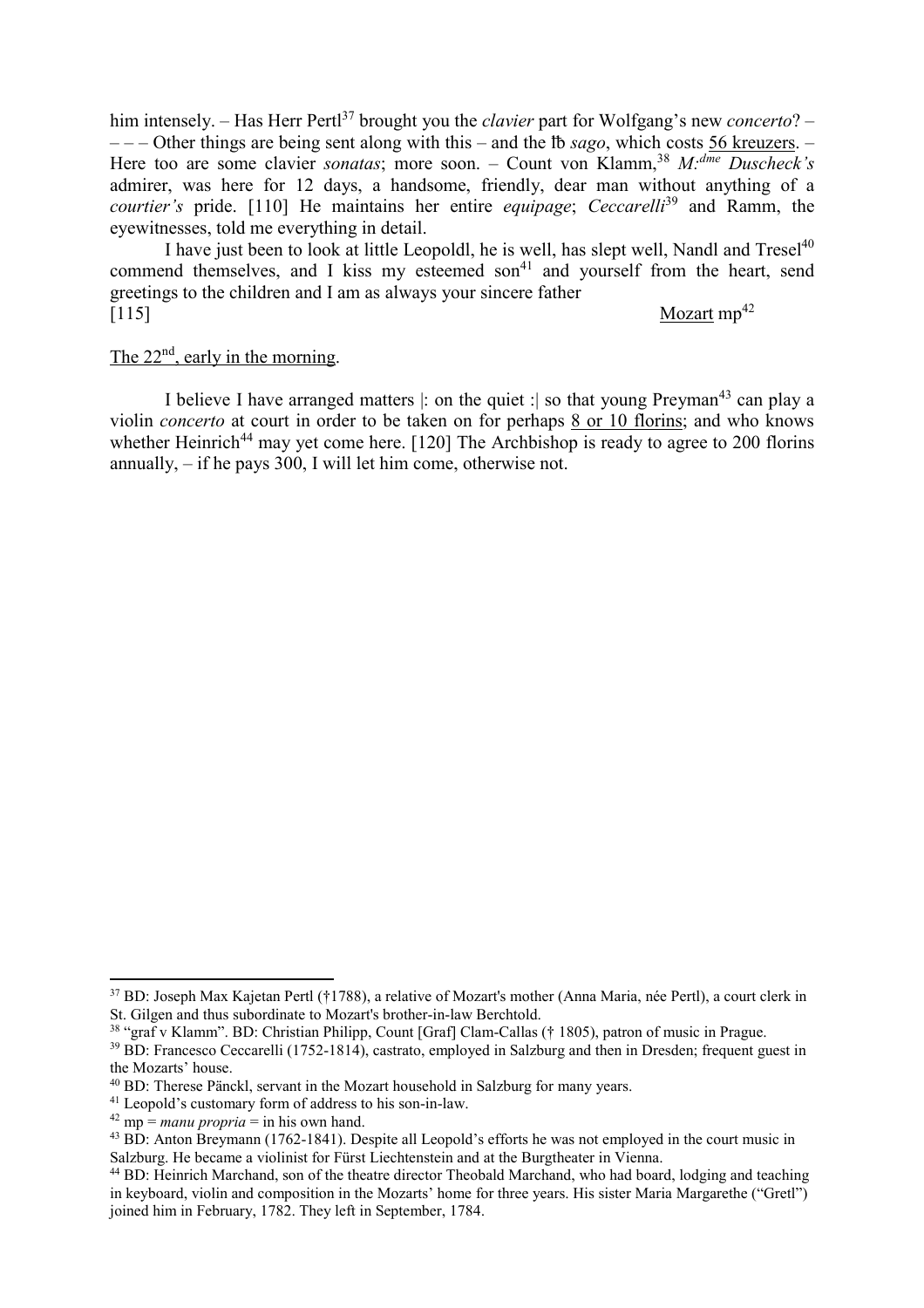him intensely. – Has Herr Pertl[37] brought you the *clavier* part for Wolfgang's new *concerto*? – – – – Other things are being sent along with this – and the ℔ *sago*, which costs 56 kreuzers. – Here too are some clavier *sonatas*; more soon. – Count von Klamm,[38] *M:dme Duscheck's* admirer, was here for 12 days, a handsome, friendly, dear man without anything of a *courtier's* pride. [110] He maintains her entire *equipage*; *Ceccarelli*[39] and Ramm, the eyewitnesses, told me everything in detail.

I have just been to look at little Leopoldl, he is well, has slept well, Nandl and Tresel[40] commend themselves, and I kiss my esteemed son[41] and yourself from the heart, send greetings to the children and I am as always your sincere father

[115] Mozart mp[42]

The 22nd, early in the morning.

I believe I have arranged matters |: on the quiet :| so that young Preyman[43] can play a violin *concerto* at court in order to be taken on for perhaps 8 or 10 florins; and who knows whether Heinrich[44] may yet come here. [120] The Archbishop is ready to agree to 200 florins annually, – if he pays 300, I will let him come, otherwise not.

---

[37] BD: Joseph Max Kajetan Pertl (†1788), a relative of Mozart's mother (Anna Maria, née Pertl), a court clerk in St. Gilgen and thus subordinate to Mozart's brother-in-law Berchtold.

[38] "graf v Klamm". BD: Christian Philipp, Count [Graf] Clam-Callas († 1805), patron of music in Prague.

[39] BD: Francesco Ceccarelli (1752-1814), castrato, employed in Salzburg and then in Dresden; frequent guest in the Mozarts' house.

[40] BD: Therese Pänckl, servant in the Mozart household in Salzburg for many years.

[41] Leopold's customary form of address to his son-in-law.

[42] mp = *manu propria* = in his own hand.

[43] BD: Anton Breymann (1762-1841). Despite all Leopold's efforts he was not employed in the court music in Salzburg. He became a violinist for Fürst Liechtenstein and at the Burgtheater in Vienna.

[44] BD: Heinrich Marchand, son of the theatre director Theobald Marchand, who had board, lodging and teaching in keyboard, violin and composition in the Mozarts' home for three years. His sister Maria Margarethe ("Gretl") joined him in February, 1782. They left in September, 1784.